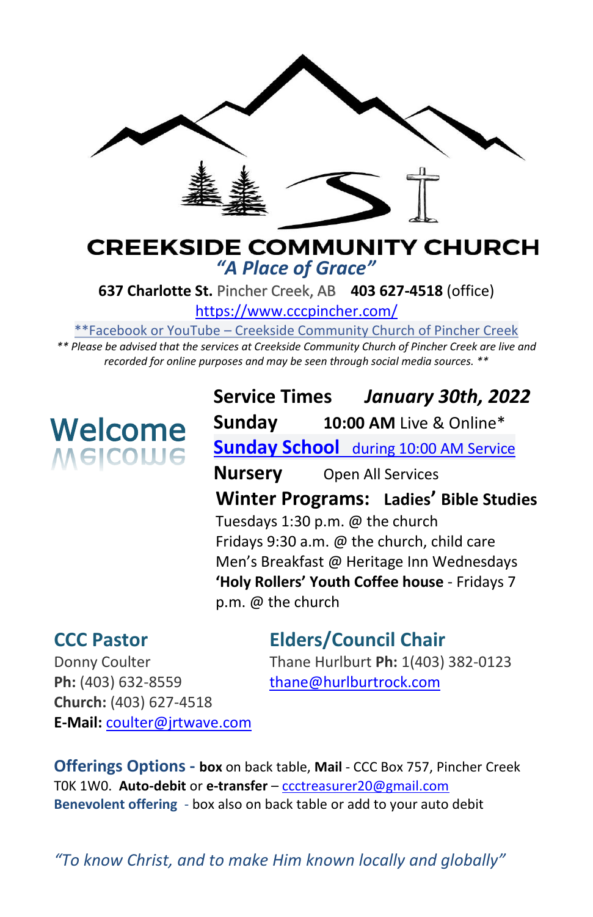# CREEKSIDE COMMUNITY CHURCH

*"A Place of Grace"*

**637 Charlotte St.** Pincher Creek, AB **403 627-4518** (office)

https://www.cccpincher.com/

**Facebook or YouTube – Creekside Community Church of Pincher Creek

*** Please be advised that the services at Creekside Community Church of Pincher Creek are live and recorded for online purposes and may be seen through social media sources. ***

## Welcome

**Service Times** ***January 30th, 2022***

**Sunday** **10:00 AM** Live & Online*

**Sunday School** during 10:00 AM Service

**Nursery** Open All Services

**Winter Programs: Ladies' Bible Studies**

Tuesdays 1:30 p.m. @ the church

Fridays 9:30 a.m. @ the church, child care

Men's Breakfast @ Heritage Inn Wednesdays

**'Holy Rollers' Youth Coffee house** - Fridays 7 p.m. @ the church

### CCC Pastor

Donny Coulter

**Ph:** (403) 632-8559

**Church:** (403) 627-4518

**E-Mail:** coulter@jrtwave.com

### Elders/Council Chair

Thane Hurlburt **Ph:** 1(403) 382-0123

thane@hurlburtrock.com

**Offerings Options - box** on back table, **Mail** - CCC Box 757, Pincher Creek T0K 1W0. **Auto-debit** or **e-transfer** – ccctreasurer20@gmail.com

**Benevolent offering** - box also on back table or add to your auto debit

*"To know Christ, and to make Him known locally and globally"*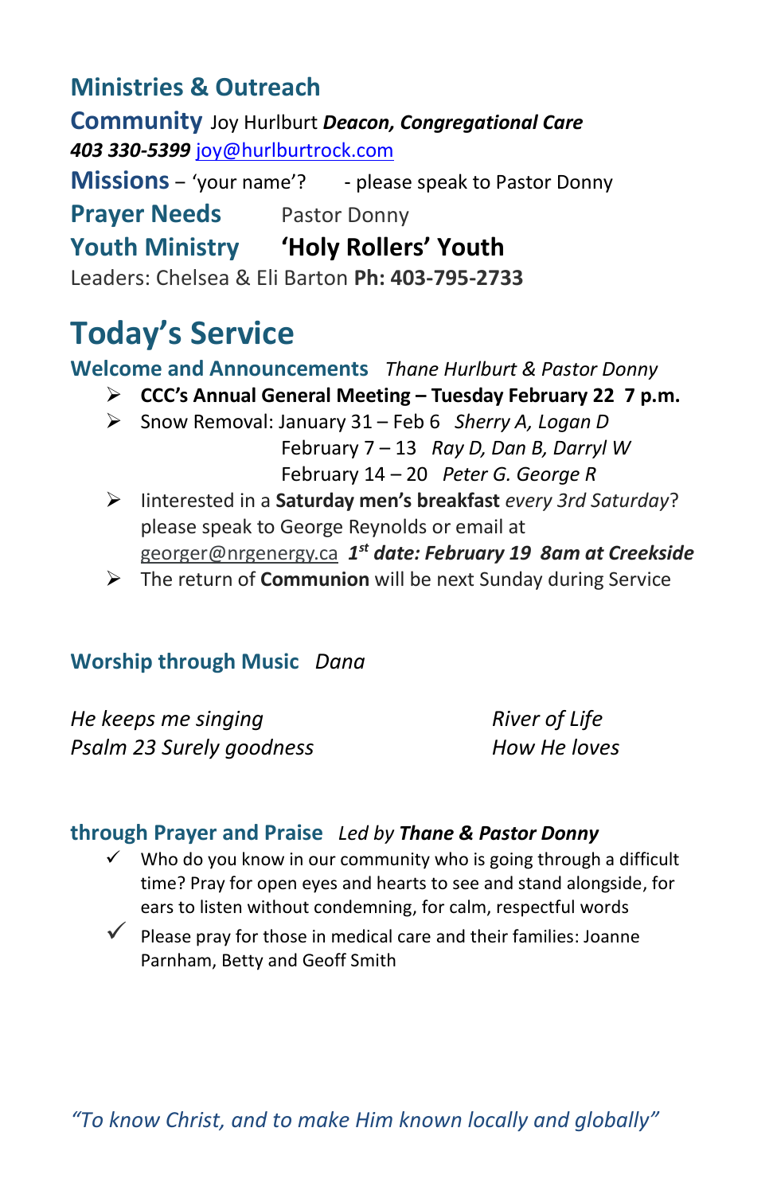## Ministries & Outreach

**Community** Joy Hurlburt ***Deacon, Congregational Care***
***403 330-5399*** joy@hurlburtrock.com

**Missions** – 'your name'? - please speak to Pastor Donny

**Prayer Needs** Pastor Donny

**Youth Ministry** **'Holy Rollers' Youth**
Leaders: Chelsea & Eli Barton **Ph: 403-795-2733**

# Today's Service

**Welcome and Announcements** *Thane Hurlburt & Pastor Donny*

- **CCC's Annual General Meeting – Tuesday February 22 7 p.m.**
- Snow Removal: January 31 – Feb 6 *Sherry A, Logan D*
  February 7 – 13 *Ray D, Dan B, Darryl W*
  February 14 – 20 *Peter G. George R*
- Iinterested in a **Saturday men's breakfast** *every 3rd Saturday*? please speak to George Reynolds or email at georger@nrgenergy.ca ***1st date: February 19 8am at Creekside***
- The return of **Communion** will be next Sunday during Service

**Worship through Music** *Dana*

*He keeps me singing*
*Psalm 23 Surely goodness*
*River of Life*
*How He loves*

**through Prayer and Praise** *Led by* ***Thane & Pastor Donny***

- ✓ Who do you know in our community who is going through a difficult time? Pray for open eyes and hearts to see and stand alongside, for ears to listen without condemning, for calm, respectful words
- ✓ Please pray for those in medical care and their families: Joanne Parnham, Betty and Geoff Smith

*"To know Christ, and to make Him known locally and globally"*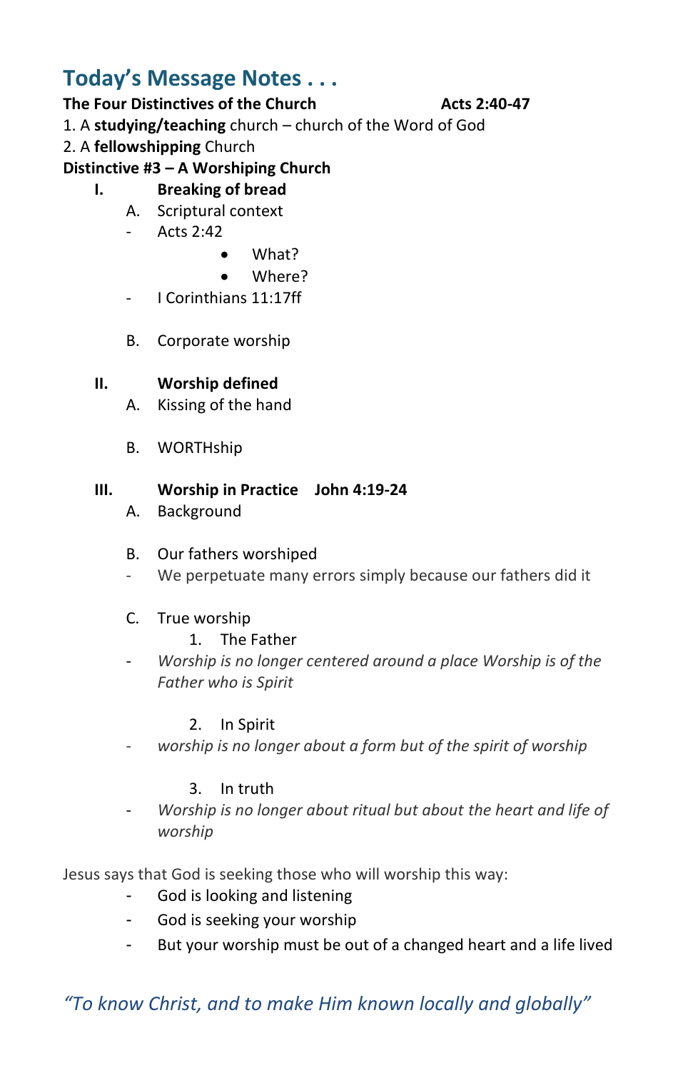## Today's Message Notes . . .

**The Four Distinctives of the Church** **Acts 2:40-47**

1. A **studying/teaching** church – church of the Word of God
2. A **fellowshipping** Church

**Distinctive #3 – A Worshiping Church**

**I. Breaking of bread**

A. Scriptural context

- Acts 2:42
    - What?
    - Where?
- I Corinthians 11:17ff

B. Corporate worship

**II. Worship defined**

A. Kissing of the hand

B. WORTHship

**III. Worship in Practice John 4:19-24**

A. Background

B. Our fathers worshiped

- We perpetuate many errors simply because our fathers did it

C. True worship

1. The Father

- *Worship is no longer centered around a place Worship is of the Father who is Spirit*

2. In Spirit

- *worship is no longer about a form but of the spirit of worship*

3. In truth

- *Worship is no longer about ritual but about the heart and life of worship*

Jesus says that God is seeking those who will worship this way:

- God is looking and listening
- God is seeking your worship
- But your worship must be out of a changed heart and a life lived

*"To know Christ, and to make Him known locally and globally"*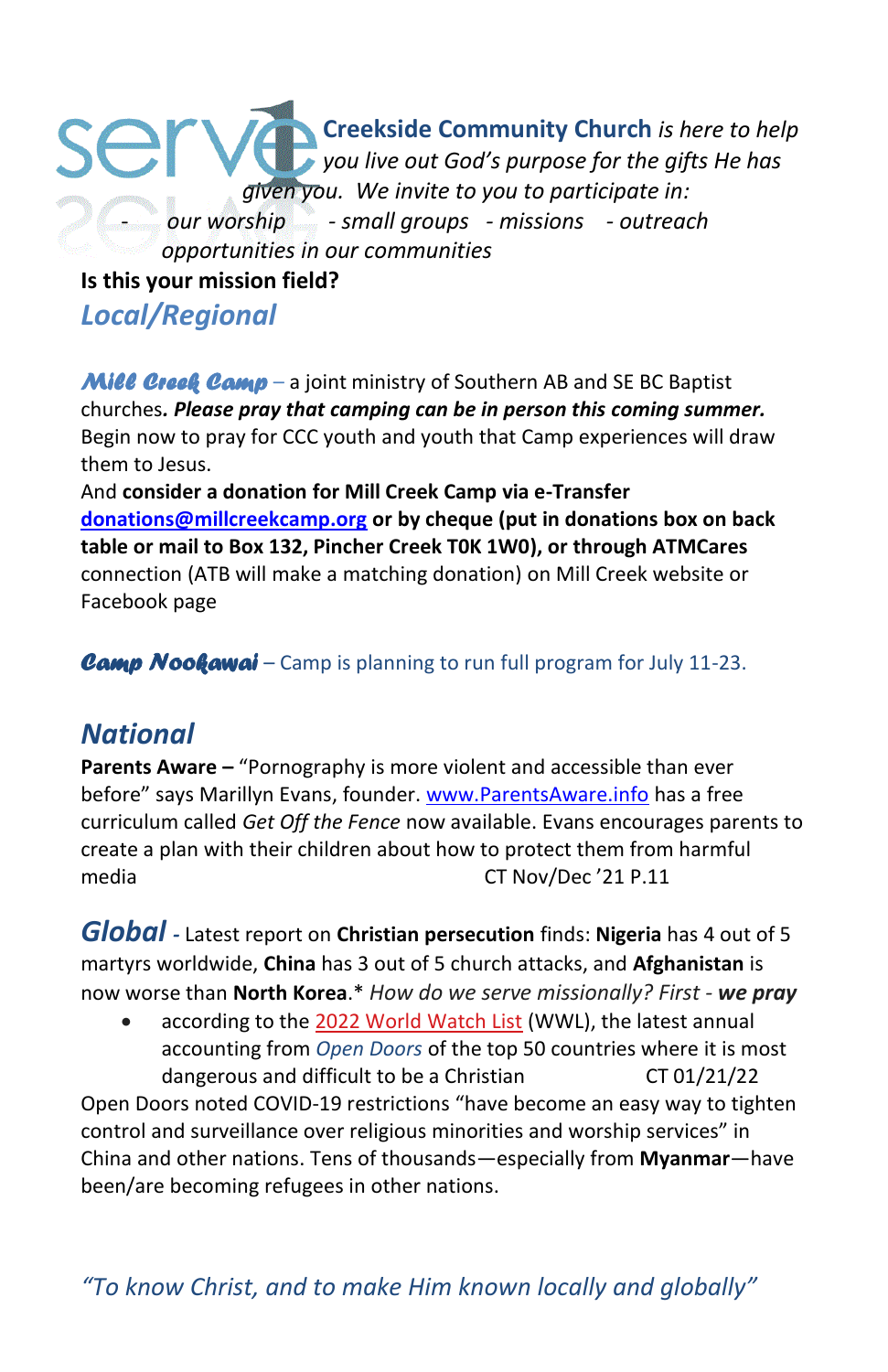**Creekside Community Church** *is here to help you live out God's purpose for the gifts He has given you. We invite to you to participate in:*

*- our worship - small groups - missions - outreach opportunities in our communities*

**Is this your mission field?**

## *Local/Regional*

***Mill Creek Camp*** – a joint ministry of Southern AB and SE BC Baptist churches***. Please pray that camping can be in person this coming summer.*** Begin now to pray for CCC youth and youth that Camp experiences will draw them to Jesus.

And **consider a donation for Mill Creek Camp via e-Transfer donations@millcreekcamp.org or by cheque (put in donations box on back table or mail to Box 132, Pincher Creek T0K 1W0), or through ATMCares** connection (ATB will make a matching donation) on Mill Creek website or Facebook page

***Camp Nookawai*** – Camp is planning to run full program for July 11-23.

## *National*

**Parents Aware –** "Pornography is more violent and accessible than ever before" says Marillyn Evans, founder. www.ParentsAware.info has a free curriculum called *Get Off the Fence* now available. Evans encourages parents to create a plan with their children about how to protect them from harmful media CT Nov/Dec '21 P.11

## *Global*

**-** Latest report on **Christian persecution** finds: **Nigeria** has 4 out of 5 martyrs worldwide, **China** has 3 out of 5 church attacks, and **Afghanistan** is now worse than **North Korea**.* *How do we serve missionally? First - **we pray***

- according to the 2022 World Watch List (WWL), the latest annual accounting from *Open Doors* of the top 50 countries where it is most dangerous and difficult to be a Christian CT 01/21/22

Open Doors noted COVID-19 restrictions "have become an easy way to tighten control and surveillance over religious minorities and worship services" in China and other nations. Tens of thousands—especially from **Myanmar**—have been/are becoming refugees in other nations.

*"To know Christ, and to make Him known locally and globally"*